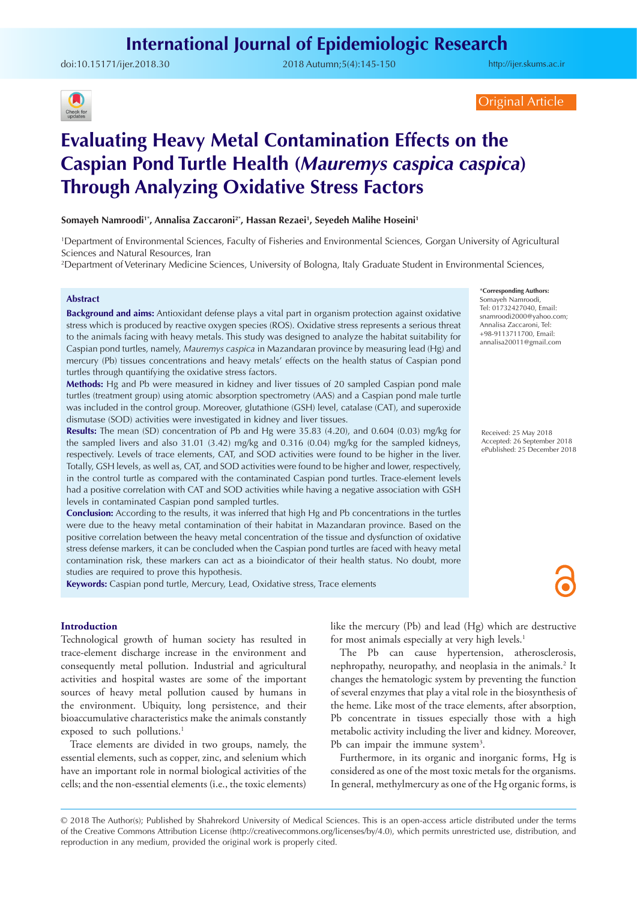Original Article

# Evaluating Heavy Metal Contamination Effects on the Caspian Pond Turtle Health (*Mauremys caspica caspica*) Through Analyzing Oxidative Stress Factors

**Somayeh Namroodi[1*], Annalisa Zaccaroni[2*], Hassan Rezaei[1], Seyedeh Malihe Hoseini[1]**

[1]Department of Environmental Sciences, Faculty of Fisheries and Environmental Sciences, Gorgan University of Agricultural Sciences and Natural Resources, Iran
[2]Department of Veterinary Medicine Sciences, University of Bologna, Italy Graduate Student in Environmental Sciences,

*Corresponding Authors: Somayeh Namroodi, Tel: 01732427040, Email: snamroodi2000@yahoo.com; Annalisa Zaccaroni, Tel: +98-9113711700, Email: annalisa20011@gmail.com

Received: 25 May 2018
Accepted: 26 September 2018
ePublished: 25 December 2018

## Abstract

**Background and aims:** Antioxidant defense plays a vital part in organism protection against oxidative stress which is produced by reactive oxygen species (ROS). Oxidative stress represents a serious threat to the animals facing with heavy metals. This study was designed to analyze the habitat suitability for Caspian pond turtles, namely, *Mauremys caspica* in Mazandaran province by measuring lead (Hg) and mercury (Pb) tissues concentrations and heavy metals' effects on the health status of Caspian pond turtles through quantifying the oxidative stress factors.

**Methods:** Hg and Pb were measured in kidney and liver tissues of 20 sampled Caspian pond male turtles (treatment group) using atomic absorption spectrometry (AAS) and a Caspian pond male turtle was included in the control group. Moreover, glutathione (GSH) level, catalase (CAT), and superoxide dismutase (SOD) activities were investigated in kidney and liver tissues.

**Results:** The mean (SD) concentration of Pb and Hg were 35.83 (4.20), and 0.604 (0.03) mg/kg for the sampled livers and also 31.01 (3.42) mg/kg and 0.316 (0.04) mg/kg for the sampled kidneys, respectively. Levels of trace elements, CAT, and SOD activities were found to be higher in the liver. Totally, GSH levels, as well as, CAT, and SOD activities were found to be higher and lower, respectively, in the control turtle as compared with the contaminated Caspian pond turtles. Trace-element levels had a positive correlation with CAT and SOD activities while having a negative association with GSH levels in contaminated Caspian pond sampled turtles.

**Conclusion:** According to the results, it was inferred that high Hg and Pb concentrations in the turtles were due to the heavy metal contamination of their habitat in Mazandaran province. Based on the positive correlation between the heavy metal concentration of the tissue and dysfunction of oxidative stress defense markers, it can be concluded when the Caspian pond turtles are faced with heavy metal contamination risk, these markers can act as a bioindicator of their health status. No doubt, more studies are required to prove this hypothesis.

**Keywords:** Caspian pond turtle, Mercury, Lead, Oxidative stress, Trace elements

## Introduction

Technological growth of human society has resulted in trace-element discharge increase in the environment and consequently metal pollution. Industrial and agricultural activities and hospital wastes are some of the important sources of heavy metal pollution caused by humans in the environment. Ubiquity, long persistence, and their bioaccumulative characteristics make the animals constantly exposed to such pollutions.[1]

Trace elements are divided in two groups, namely, the essential elements, such as copper, zinc, and selenium which have an important role in normal biological activities of the cells; and the non-essential elements (i.e., the toxic elements) like the mercury (Pb) and lead (Hg) which are destructive for most animals especially at very high levels.[1]

The Pb can cause hypertension, atherosclerosis, nephropathy, neuropathy, and neoplasia in the animals.[2] It changes the hematologic system by preventing the function of several enzymes that play a vital role in the biosynthesis of the heme. Like most of the trace elements, after absorption, Pb concentrate in tissues especially those with a high metabolic activity including the liver and kidney. Moreover, Pb can impair the immune system[3].

Furthermore, in its organic and inorganic forms, Hg is considered as one of the most toxic metals for the organisms. In general, methylmercury as one of the Hg organic forms, is

© 2018 The Author(s); Published by Shahrekord University of Medical Sciences. This is an open-access article distributed under the terms of the Creative Commons Attribution License (http://creativecommons.org/licenses/by/4.0), which permits unrestricted use, distribution, and reproduction in any medium, provided the original work is properly cited.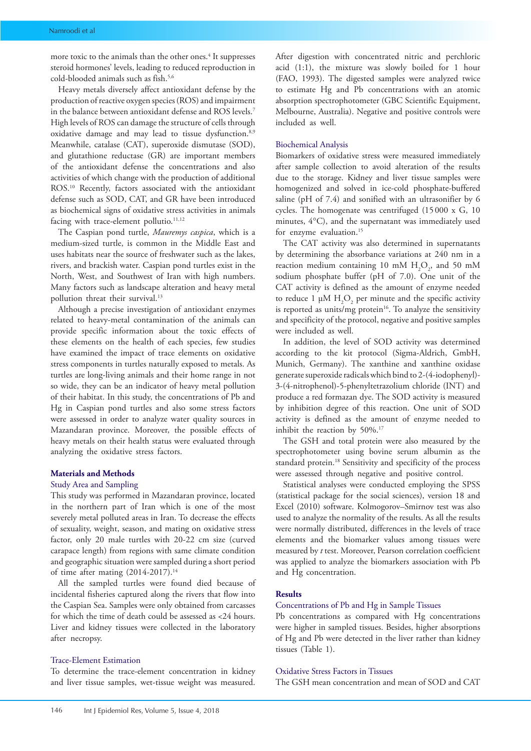more toxic to the animals than the other ones.[4] It suppresses steroid hormones' levels, leading to reduced reproduction in cold-blooded animals such as fish.[5,6]

Heavy metals diversely affect antioxidant defense by the production of reactive oxygen species (ROS) and impairment in the balance between antioxidant defense and ROS levels.[7] High levels of ROS can damage the structure of cells through oxidative damage and may lead to tissue dysfunction.[8,9] Meanwhile, catalase (CAT), superoxide dismutase (SOD), and glutathione reductase (GR) are important members of the antioxidant defense the concentrations and also activities of which change with the production of additional ROS.[10] Recently, factors associated with the antioxidant defense such as SOD, CAT, and GR have been introduced as biochemical signs of oxidative stress activities in animals facing with trace-element pollutio.[11,12]

The Caspian pond turtle, *Mauremys caspica*, which is a medium-sized turtle, is common in the Middle East and uses habitats near the source of freshwater such as the lakes, rivers, and brackish water. Caspian pond turtles exist in the North, West, and Southwest of Iran with high numbers. Many factors such as landscape alteration and heavy metal pollution threat their survival.[13]

Although a precise investigation of antioxidant enzymes related to heavy-metal contamination of the animals can provide specific information about the toxic effects of these elements on the health of each species, few studies have examined the impact of trace elements on oxidative stress components in turtles naturally exposed to metals. As turtles are long-living animals and their home range in not so wide, they can be an indicator of heavy metal pollution of their habitat. In this study, the concentrations of Pb and Hg in Caspian pond turtles and also some stress factors were assessed in order to analyze water quality sources in Mazandaran province. Moreover, the possible effects of heavy metals on their health status were evaluated through analyzing the oxidative stress factors.

## Materials and Methods

### Study Area and Sampling

This study was performed in Mazandaran province, located in the northern part of Iran which is one of the most severely metal polluted areas in Iran. To decrease the effects of sexuality, weight, season, and mating on oxidative stress factor, only 20 male turtles with 20-22 cm size (curved carapace length) from regions with same climate condition and geographic situation were sampled during a short period of time after mating (2014-2017).[14]

All the sampled turtles were found died because of incidental fisheries captured along the rivers that flow into the Caspian Sea. Samples were only obtained from carcasses for which the time of death could be assessed as <24 hours. Liver and kidney tissues were collected in the laboratory after necropsy.

### Trace-Element Estimation

To determine the trace-element concentration in kidney and liver tissue samples, wet-tissue weight was measured. After digestion with concentrated nitric and perchloric acid (1:1), the mixture was slowly boiled for 1 hour (FAO, 1993). The digested samples were analyzed twice to estimate Hg and Pb concentrations with an atomic absorption spectrophotometer (GBC Scientific Equipment, Melbourne, Australia). Negative and positive controls were included as well.

### Biochemical Analysis

Biomarkers of oxidative stress were measured immediately after sample collection to avoid alteration of the results due to the storage. Kidney and liver tissue samples were homogenized and solved in ice-cold phosphate-buffered saline (pH of 7.4) and sonified with an ultrasonifier by 6 cycles. The homogenate was centrifuged (15 000 x G, 10 minutes, 4°C), and the supernatant was immediately used for enzyme evaluation.[15]

The CAT activity was also determined in supernatants by determining the absorbance variations at 240 nm in a reaction medium containing 10 mM $H_2O_2$, and 50 mM sodium phosphate buffer (pH of 7.0). One unit of the CAT activity is defined as the amount of enzyme needed to reduce 1 µM $H_2O_2$ per minute and the specific activity is reported as units/mg protein[16]. To analyze the sensitivity and specificity of the protocol, negative and positive samples were included as well.

In addition, the level of SOD activity was determined according to the kit protocol (Sigma-Aldrich, GmbH, Munich, Germany). The xanthine and xanthine oxidase generate superoxide radicals which bind to 2-(4-iodophenyl)-3-(4-nitrophenol)-5-phenyltetrazolium chloride (INT) and produce a red formazan dye. The SOD activity is measured by inhibition degree of this reaction. One unit of SOD activity is defined as the amount of enzyme needed to inhibit the reaction by 50%.[17]

The GSH and total protein were also measured by the spectrophotometer using bovine serum albumin as the standard protein.[18] Sensitivity and specificity of the process were assessed through negative and positive control.

Statistical analyses were conducted employing the SPSS (statistical package for the social sciences), version 18 and Excel (2010) software. Kolmogorov–Smirnov test was also used to analyze the normality of the results. As all the results were normally distributed, differences in the levels of trace elements and the biomarker values among tissues were measured by *t* test. Moreover, Pearson correlation coefficient was applied to analyze the biomarkers association with Pb and Hg concentration.

## Results

### Concentrations of Pb and Hg in Sample Tissues

Pb concentrations as compared with Hg concentrations were higher in sampled tissues. Besides, higher absorptions of Hg and Pb were detected in the liver rather than kidney tissues (Table 1).

### Oxidative Stress Factors in Tissues

The GSH mean concentration and mean of SOD and CAT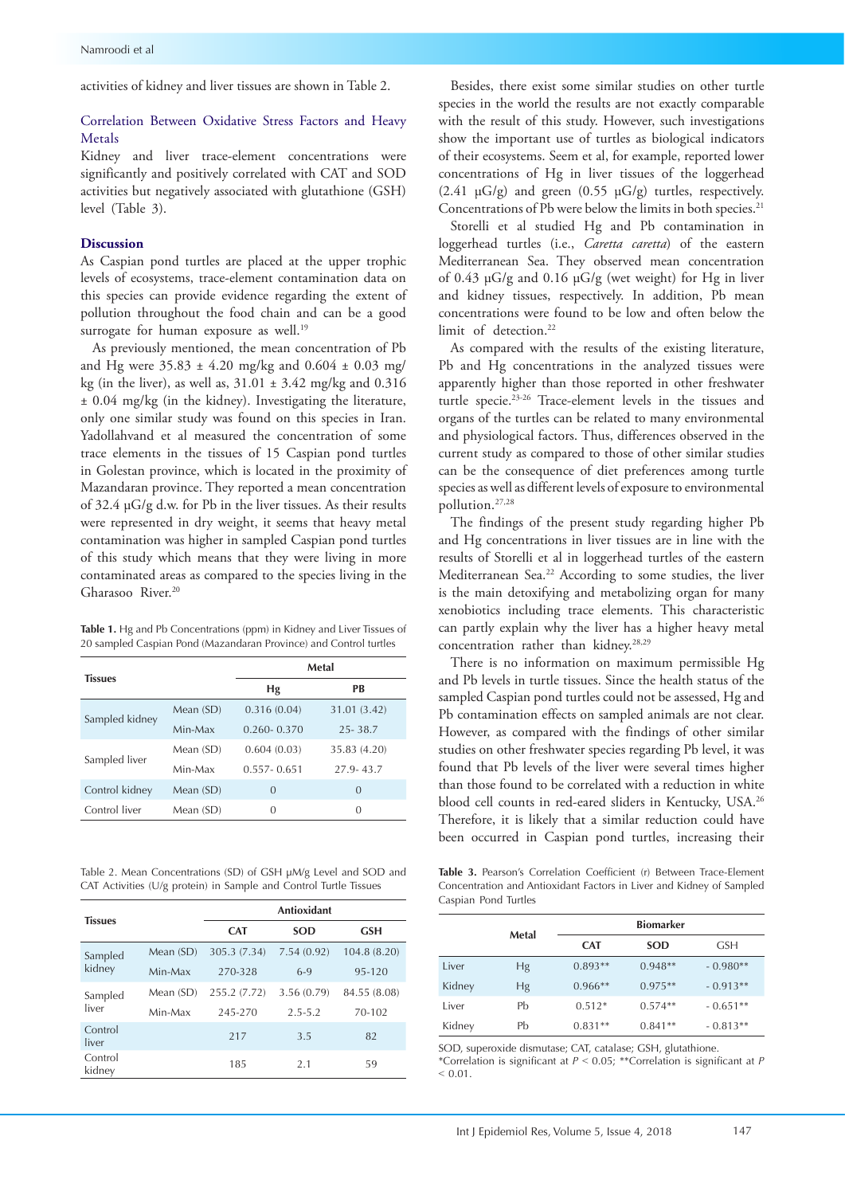activities of kidney and liver tissues are shown in Table 2.

### Correlation Between Oxidative Stress Factors and Heavy Metals

Kidney and liver trace-element concentrations were significantly and positively correlated with CAT and SOD activities but negatively associated with glutathione (GSH) level (Table 3).

## Discussion

As Caspian pond turtles are placed at the upper trophic levels of ecosystems, trace-element contamination data on this species can provide evidence regarding the extent of pollution throughout the food chain and can be a good surrogate for human exposure as well.[19]

As previously mentioned, the mean concentration of Pb and Hg were 35.83 ± 4.20 mg/kg and 0.604 ± 0.03 mg/kg (in the liver), as well as, 31.01 ± 3.42 mg/kg and 0.316 ± 0.04 mg/kg (in the kidney). Investigating the literature, only one similar study was found on this species in Iran. Yadollahvand et al measured the concentration of some trace elements in the tissues of 15 Caspian pond turtles in Golestan province, which is located in the proximity of Mazandaran province. They reported a mean concentration of 32.4 µG/g d.w. for Pb in the liver tissues. As their results were represented in dry weight, it seems that heavy metal contamination was higher in sampled Caspian pond turtles of this study which means that they were living in more contaminated areas as compared to the species living in the Gharasoo River.[20]

**Table 1.** Hg and Pb Concentrations (ppm) in Kidney and Liver Tissues of 20 sampled Caspian Pond (Mazandaran Province) and Control turtles

| Tissues | | Metal | |
|---|---|---|---|
| | | Hg | PB |
| Sampled kidney | Mean (SD) | 0.316 (0.04) | 31.01 (3.42) |
| | Min-Max | 0.260- 0.370 | 25- 38.7 |
| Sampled liver | Mean (SD) | 0.604 (0.03) | 35.83 (4.20) |
| | Min-Max | 0.557- 0.651 | 27.9- 43.7 |
| Control kidney | Mean (SD) | 0 | 0 |
| Control liver | Mean (SD) | 0 | 0 |

Table 2. Mean Concentrations (SD) of GSH µM/g Level and SOD and CAT Activities (U/g protein) in Sample and Control Turtle Tissues

| Tissues | | Antioxidant | | |
|---|---|---|---|---|
| | | CAT | SOD | GSH |
| Sampled kidney | Mean (SD) | 305.3 (7.34) | 7.54 (0.92) | 104.8 (8.20) |
| | Min-Max | 270-328 | 6-9 | 95-120 |
| Sampled liver | Mean (SD) | 255.2 (7.72) | 3.56 (0.79) | 84.55 (8.08) |
| | Min-Max | 245-270 | 2.5-5.2 | 70-102 |
| Control liver | | 217 | 3.5 | 82 |
| Control kidney | | 185 | 2.1 | 59 |

Besides, there exist some similar studies on other turtle species in the world the results are not exactly comparable with the result of this study. However, such investigations show the important use of turtles as biological indicators of their ecosystems. Seem et al, for example, reported lower concentrations of Hg in liver tissues of the loggerhead (2.41 µG/g) and green (0.55 µG/g) turtles, respectively. Concentrations of Pb were below the limits in both species.[21]

Storelli et al studied Hg and Pb contamination in loggerhead turtles (i.e., *Caretta caretta*) of the eastern Mediterranean Sea. They observed mean concentration of 0.43 µG/g and 0.16 µG/g (wet weight) for Hg in liver and kidney tissues, respectively. In addition, Pb mean concentrations were found to be low and often below the limit of detection.[22]

As compared with the results of the existing literature, Pb and Hg concentrations in the analyzed tissues were apparently higher than those reported in other freshwater turtle specie.[23-26] Trace-element levels in the tissues and organs of the turtles can be related to many environmental and physiological factors. Thus, differences observed in the current study as compared to those of other similar studies can be the consequence of diet preferences among turtle species as well as different levels of exposure to environmental pollution.[27,28]

The findings of the present study regarding higher Pb and Hg concentrations in liver tissues are in line with the results of Storelli et al in loggerhead turtles of the eastern Mediterranean Sea.[22] According to some studies, the liver is the main detoxifying and metabolizing organ for many xenobiotics including trace elements. This characteristic can partly explain why the liver has a higher heavy metal concentration rather than kidney.[28,29]

There is no information on maximum permissible Hg and Pb levels in turtle tissues. Since the health status of the sampled Caspian pond turtles could not be assessed, Hg and Pb contamination effects on sampled animals are not clear. However, as compared with the findings of other similar studies on other freshwater species regarding Pb level, it was found that Pb levels of the liver were several times higher than those found to be correlated with a reduction in white blood cell counts in red-eared sliders in Kentucky, USA.[26] Therefore, it is likely that a similar reduction could have been occurred in Caspian pond turtles, increasing their

**Table 3.** Pearson's Correlation Coefficient (r) Between Trace-Element Concentration and Antioxidant Factors in Liver and Kidney of Sampled Caspian Pond Turtles

| | Metal | Biomarker | | |
|---|---|---|---|---|
| | | CAT | SOD | GSH |
| Liver | Hg | 0.893** | 0.948** | - 0.980** |
| Kidney | Hg | 0.966** | 0.975** | - 0.913** |
| Liver | Pb | 0.512* | 0.574** | - 0.651** |
| Kidney | Pb | 0.831** | 0.841** | - 0.813** |

SOD, superoxide dismutase; CAT, catalase; GSH, glutathione.
*Correlation is significant at $P < 0.05$; **Correlation is significant at $P < 0.01$.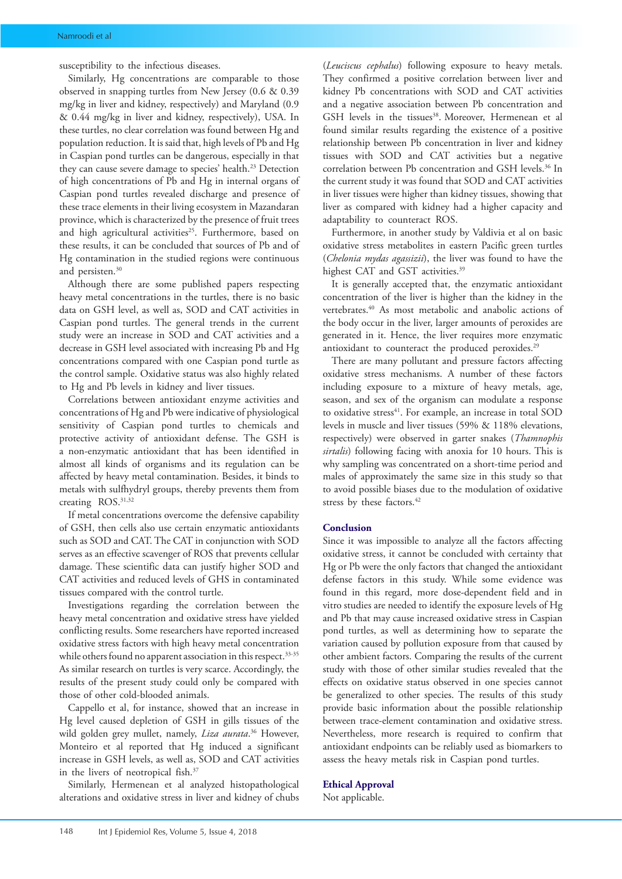susceptibility to the infectious diseases.

Similarly, Hg concentrations are comparable to those observed in snapping turtles from New Jersey (0.6 & 0.39 mg/kg in liver and kidney, respectively) and Maryland (0.9 & 0.44 mg/kg in liver and kidney, respectively), USA. In these turtles, no clear correlation was found between Hg and population reduction. It is said that, high levels of Pb and Hg in Caspian pond turtles can be dangerous, especially in that they can cause severe damage to species' health.[23] Detection of high concentrations of Pb and Hg in internal organs of Caspian pond turtles revealed discharge and presence of these trace elements in their living ecosystem in Mazandaran province, which is characterized by the presence of fruit trees and high agricultural activities[25]. Furthermore, based on these results, it can be concluded that sources of Pb and of Hg contamination in the studied regions were continuous and persisten.[30]

Although there are some published papers respecting heavy metal concentrations in the turtles, there is no basic data on GSH level, as well as, SOD and CAT activities in Caspian pond turtles. The general trends in the current study were an increase in SOD and CAT activities and a decrease in GSH level associated with increasing Pb and Hg concentrations compared with one Caspian pond turtle as the control sample. Oxidative status was also highly related to Hg and Pb levels in kidney and liver tissues.

Correlations between antioxidant enzyme activities and concentrations of Hg and Pb were indicative of physiological sensitivity of Caspian pond turtles to chemicals and protective activity of antioxidant defense. The GSH is a non-enzymatic antioxidant that has been identified in almost all kinds of organisms and its regulation can be affected by heavy metal contamination. Besides, it binds to metals with sulfhydryl groups, thereby prevents them from creating ROS.[31,32]

If metal concentrations overcome the defensive capability of GSH, then cells also use certain enzymatic antioxidants such as SOD and CAT. The CAT in conjunction with SOD serves as an effective scavenger of ROS that prevents cellular damage. These scientific data can justify higher SOD and CAT activities and reduced levels of GHS in contaminated tissues compared with the control turtle.

Investigations regarding the correlation between the heavy metal concentration and oxidative stress have yielded conflicting results. Some researchers have reported increased oxidative stress factors with high heavy metal concentration while others found no apparent association in this respect.[33-35] As similar research on turtles is very scarce. Accordingly, the results of the present study could only be compared with those of other cold-blooded animals.

Cappello et al, for instance, showed that an increase in Hg level caused depletion of GSH in gills tissues of the wild golden grey mullet, namely, *Liza aurata*.[36] However, Monteiro et al reported that Hg induced a significant increase in GSH levels, as well as, SOD and CAT activities in the livers of neotropical fish.[37]

Similarly, Hermenean et al analyzed histopathological alterations and oxidative stress in liver and kidney of chubs (*Leuciscus cephalus*) following exposure to heavy metals. They confirmed a positive correlation between liver and kidney Pb concentrations with SOD and CAT activities and a negative association between Pb concentration and GSH levels in the tissues[38]. Moreover, Hermenean et al found similar results regarding the existence of a positive relationship between Pb concentration in liver and kidney tissues with SOD and CAT activities but a negative correlation between Pb concentration and GSH levels.[36] In the current study it was found that SOD and CAT activities in liver tissues were higher than kidney tissues, showing that liver as compared with kidney had a higher capacity and adaptability to counteract ROS.

Furthermore, in another study by Valdivia et al on basic oxidative stress metabolites in eastern Pacific green turtles (*Chelonia mydas agassizii*), the liver was found to have the highest CAT and GST activities.[39]

It is generally accepted that, the enzymatic antioxidant concentration of the liver is higher than the kidney in the vertebrates.[40] As most metabolic and anabolic actions of the body occur in the liver, larger amounts of peroxides are generated in it. Hence, the liver requires more enzymatic antioxidant to counteract the produced peroxides.[29]

There are many pollutant and pressure factors affecting oxidative stress mechanisms. A number of these factors including exposure to a mixture of heavy metals, age, season, and sex of the organism can modulate a response to oxidative stress[41]. For example, an increase in total SOD levels in muscle and liver tissues (59% & 118% elevations, respectively) were observed in garter snakes (*Thamnophis sirtalis*) following facing with anoxia for 10 hours. This is why sampling was concentrated on a short-time period and males of approximately the same size in this study so that to avoid possible biases due to the modulation of oxidative stress by these factors.[42]

## Conclusion

Since it was impossible to analyze all the factors affecting oxidative stress, it cannot be concluded with certainty that Hg or Pb were the only factors that changed the antioxidant defense factors in this study. While some evidence was found in this regard, more dose-dependent field and in vitro studies are needed to identify the exposure levels of Hg and Pb that may cause increased oxidative stress in Caspian pond turtles, as well as determining how to separate the variation caused by pollution exposure from that caused by other ambient factors. Comparing the results of the current study with those of other similar studies revealed that the effects on oxidative status observed in one species cannot be generalized to other species. The results of this study provide basic information about the possible relationship between trace-element contamination and oxidative stress. Nevertheless, more research is required to confirm that antioxidant endpoints can be reliably used as biomarkers to assess the heavy metals risk in Caspian pond turtles.

## Ethical Approval

Not applicable.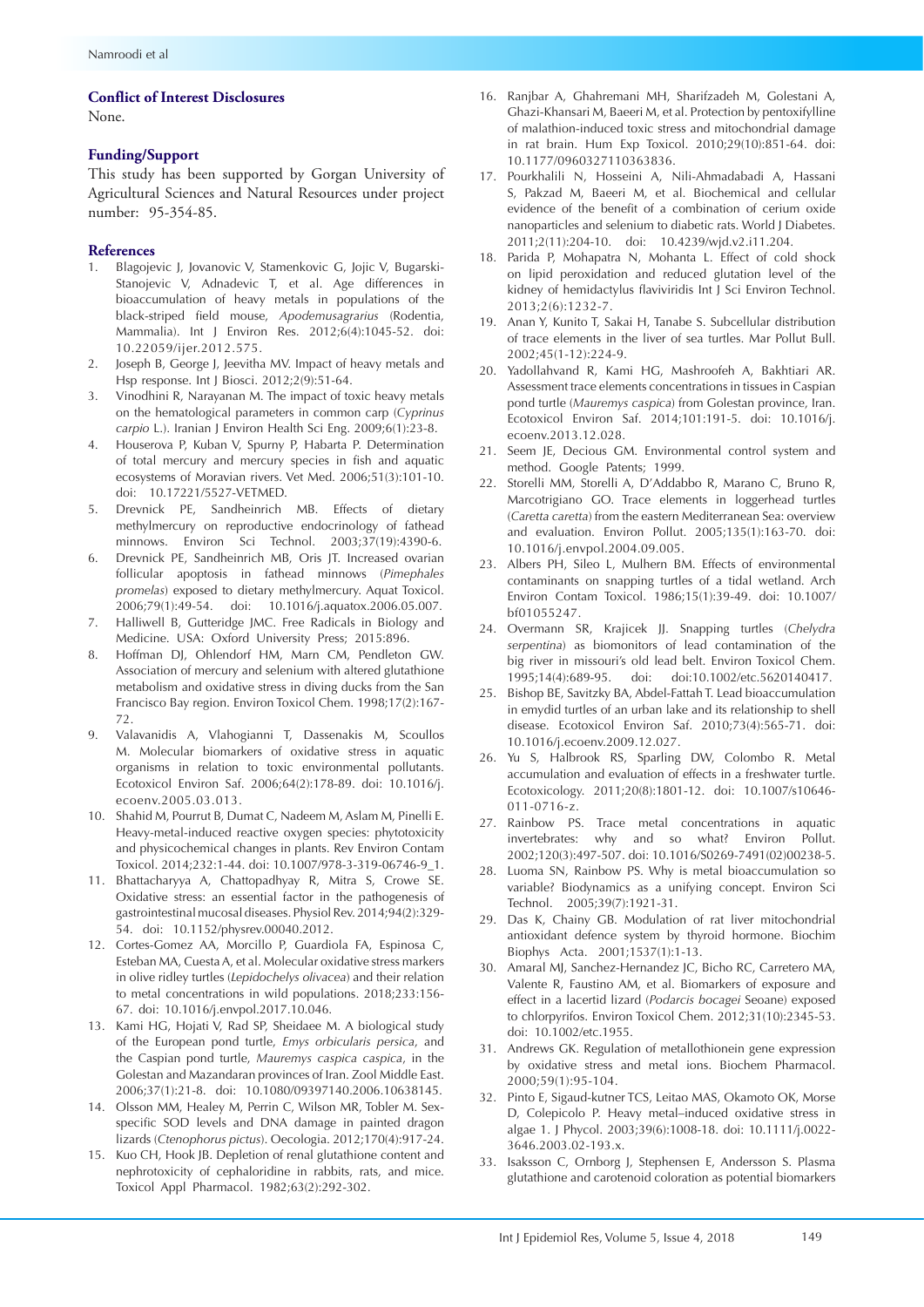### Conflict of Interest Disclosures

None.

### Funding/Support

This study has been supported by Gorgan University of Agricultural Sciences and Natural Resources under project number: 95-354-85.

### References

1. Blagojevic J, Jovanovic V, Stamenkovic G, Jojic V, Bugarski-Stanojevic V, Adnadevic T, et al. Age differences in bioaccumulation of heavy metals in populations of the black-striped field mouse, *Apodemusagrarius* (Rodentia, Mammalia). Int J Environ Res. 2012;6(4):1045-52. doi: 10.22059/ijer.2012.575.
2. Joseph B, George J, Jeevitha MV. Impact of heavy metals and Hsp response. Int J Biosci. 2012;2(9):51-64.
3. Vinodhini R, Narayanan M. The impact of toxic heavy metals on the hematological parameters in common carp (*Cyprinus carpio* L.). Iranian J Environ Health Sci Eng. 2009;6(1):23-8.
4. Houserova P, Kuban V, Spurny P, Habarta P. Determination of total mercury and mercury species in fish and aquatic ecosystems of Moravian rivers. Vet Med. 2006;51(3):101-10. doi: 10.17221/5527-VETMED.
5. Drevnick PE, Sandheinrich MB. Effects of dietary methylmercury on reproductive endocrinology of fathead minnows. Environ Sci Technol. 2003;37(19):4390-6.
6. Drevnick PE, Sandheinrich MB, Oris JT. Increased ovarian follicular apoptosis in fathead minnows (*Pimephales promelas*) exposed to dietary methylmercury. Aquat Toxicol. 2006;79(1):49-54. doi: 10.1016/j.aquatox.2006.05.007.
7. Halliwell B, Gutteridge JMC. Free Radicals in Biology and Medicine. USA: Oxford University Press; 2015:896.
8. Hoffman DJ, Ohlendorf HM, Marn CM, Pendleton GW. Association of mercury and selenium with altered glutathione metabolism and oxidative stress in diving ducks from the San Francisco Bay region. Environ Toxicol Chem. 1998;17(2):167-72.
9. Valavanidis A, Vlahogianni T, Dassenakis M, Scoullos M. Molecular biomarkers of oxidative stress in aquatic organisms in relation to toxic environmental pollutants. Ecotoxicol Environ Saf. 2006;64(2):178-89. doi: 10.1016/j.ecoenv.2005.03.013.
10. Shahid M, Pourrut B, Dumat C, Nadeem M, Aslam M, Pinelli E. Heavy-metal-induced reactive oxygen species: phytotoxicity and physicochemical changes in plants. Rev Environ Contam Toxicol. 2014;232:1-44. doi: 10.1007/978-3-319-06746-9_1.
11. Bhattacharyya A, Chattopadhyay R, Mitra S, Crowe SE. Oxidative stress: an essential factor in the pathogenesis of gastrointestinal mucosal diseases. Physiol Rev. 2014;94(2):329-54. doi: 10.1152/physrev.00040.2012.
12. Cortes-Gomez AA, Morcillo P, Guardiola FA, Espinosa C, Esteban MA, Cuesta A, et al. Molecular oxidative stress markers in olive ridley turtles (*Lepidochelys olivacea*) and their relation to metal concentrations in wild populations. 2018;233:156-67. doi: 10.1016/j.envpol.2017.10.046.
13. Kami HG, Hojati V, Rad SP, Sheidaee M. A biological study of the European pond turtle, *Emys orbicularis persica*, and the Caspian pond turtle, *Mauremys caspica caspica*, in the Golestan and Mazandaran provinces of Iran. Zool Middle East. 2006;37(1):21-8. doi: 10.1080/09397140.2006.10638145.
14. Olsson MM, Healey M, Perrin C, Wilson MR, Tobler M. Sex-specific SOD levels and DNA damage in painted dragon lizards (*Ctenophorus pictus*). Oecologia. 2012;170(4):917-24.
15. Kuo CH, Hook JB. Depletion of renal glutathione content and nephrotoxicity of cephaloridine in rabbits, rats, and mice. Toxicol Appl Pharmacol. 1982;63(2):292-302.
16. Ranjbar A, Ghahremani MH, Sharifzadeh M, Golestani A, Ghazi-Khansari M, Baeeri M, et al. Protection by pentoxifylline of malathion-induced toxic stress and mitochondrial damage in rat brain. Hum Exp Toxicol. 2010;29(10):851-64. doi: 10.1177/0960327110363836.
17. Pourkhalili N, Hosseini A, Nili-Ahmadabadi A, Hassani S, Pakzad M, Baeeri M, et al. Biochemical and cellular evidence of the benefit of a combination of cerium oxide nanoparticles and selenium to diabetic rats. World J Diabetes. 2011;2(11):204-10. doi: 10.4239/wjd.v2.i11.204.
18. Parida P, Mohapatra N, Mohanta L. Effect of cold shock on lipid peroxidation and reduced glutation level of the kidney of hemidactylus flaviviridis Int J Sci Environ Technol. 2013;2(6):1232-7.
19. Anan Y, Kunito T, Sakai H, Tanabe S. Subcellular distribution of trace elements in the liver of sea turtles. Mar Pollut Bull. 2002;45(1-12):224-9.
20. Yadollahvand R, Kami HG, Mashroofeh A, Bakhtiari AR. Assessment trace elements concentrations in tissues in Caspian pond turtle (*Mauremys caspica*) from Golestan province, Iran. Ecotoxicol Environ Saf. 2014;101:191-5. doi: 10.1016/j.ecoenv.2013.12.028.
21. Seem JE, Decious GM. Environmental control system and method. Google Patents; 1999.
22. Storelli MM, Storelli A, D'Addabbo R, Marano C, Bruno R, Marcotrigiano GO. Trace elements in loggerhead turtles (*Caretta caretta*) from the eastern Mediterranean Sea: overview and evaluation. Environ Pollut. 2005;135(1):163-70. doi: 10.1016/j.envpol.2004.09.005.
23. Albers PH, Sileo L, Mulhern BM. Effects of environmental contaminants on snapping turtles of a tidal wetland. Arch Environ Contam Toxicol. 1986;15(1):39-49. doi: 10.1007/bf01055247.
24. Overmann SR, Krajicek JJ. Snapping turtles (*Chelydra serpentina*) as biomonitors of lead contamination of the big river in missouri's old lead belt. Environ Toxicol Chem. 1995;14(4):689-95. doi: doi:10.1002/etc.5620140417.
25. Bishop BE, Savitzky BA, Abdel-Fattah T. Lead bioaccumulation in emydid turtles of an urban lake and its relationship to shell disease. Ecotoxicol Environ Saf. 2010;73(4):565-71. doi: 10.1016/j.ecoenv.2009.12.027.
26. Yu S, Halbrook RS, Sparling DW, Colombo R. Metal accumulation and evaluation of effects in a freshwater turtle. Ecotoxicology. 2011;20(8):1801-12. doi: 10.1007/s10646-011-0716-z.
27. Rainbow PS. Trace metal concentrations in aquatic invertebrates: why and so what? Environ Pollut. 2002;120(3):497-507. doi: 10.1016/S0269-7491(02)00238-5.
28. Luoma SN, Rainbow PS. Why is metal bioaccumulation so variable? Biodynamics as a unifying concept. Environ Sci Technol. 2005;39(7):1921-31.
29. Das K, Chainy GB. Modulation of rat liver mitochondrial antioxidant defence system by thyroid hormone. Biochim Biophys Acta. 2001;1537(1):1-13.
30. Amaral MJ, Sanchez-Hernandez JC, Bicho RC, Carretero MA, Valente R, Faustino AM, et al. Biomarkers of exposure and effect in a lacertid lizard (*Podarcis bocagei* Seoane) exposed to chlorpyrifos. Environ Toxicol Chem. 2012;31(10):2345-53. doi: 10.1002/etc.1955.
31. Andrews GK. Regulation of metallothionein gene expression by oxidative stress and metal ions. Biochem Pharmacol. 2000;59(1):95-104.
32. Pinto E, Sigaud-kutner TCS, Leitao MAS, Okamoto OK, Morse D, Colepicolo P. Heavy metal–induced oxidative stress in algae 1. J Phycol. 2003;39(6):1008-18. doi: 10.1111/j.0022-3646.2003.02-193.x.
33. Isaksson C, Ornborg J, Stephensen E, Andersson S. Plasma glutathione and carotenoid coloration as potential biomarkers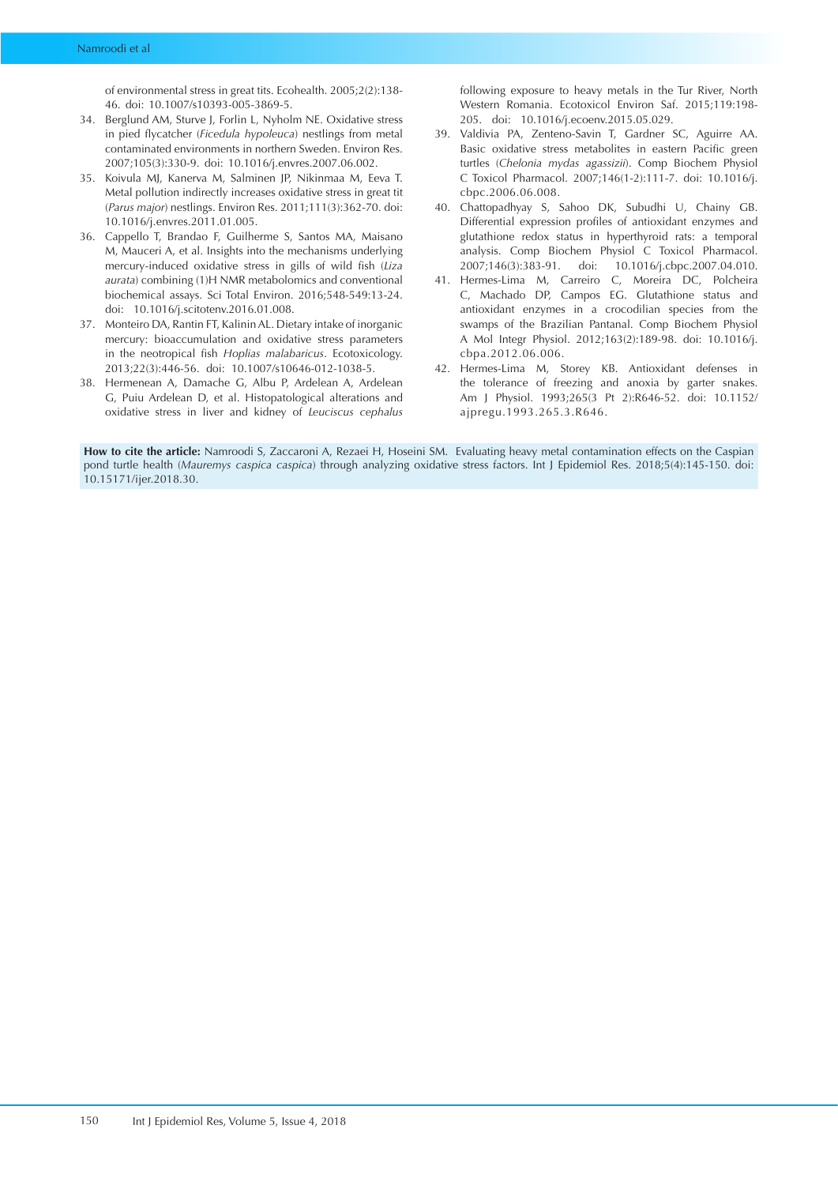of environmental stress in great tits. Ecohealth. 2005;2(2):138-46. doi: 10.1007/s10393-005-3869-5.

34. Berglund AM, Sturve J, Forlin L, Nyholm NE. Oxidative stress in pied flycatcher (*Ficedula hypoleuca*) nestlings from metal contaminated environments in northern Sweden. Environ Res. 2007;105(3):330-9. doi: 10.1016/j.envres.2007.06.002.
35. Koivula MJ, Kanerva M, Salminen JP, Nikinmaa M, Eeva T. Metal pollution indirectly increases oxidative stress in great tit (*Parus major*) nestlings. Environ Res. 2011;111(3):362-70. doi: 10.1016/j.envres.2011.01.005.
36. Cappello T, Brandao F, Guilherme S, Santos MA, Maisano M, Mauceri A, et al. Insights into the mechanisms underlying mercury-induced oxidative stress in gills of wild fish (*Liza aurata*) combining (1)H NMR metabolomics and conventional biochemical assays. Sci Total Environ. 2016;548-549:13-24. doi: 10.1016/j.scitotenv.2016.01.008.
37. Monteiro DA, Rantin FT, Kalinin AL. Dietary intake of inorganic mercury: bioaccumulation and oxidative stress parameters in the neotropical fish *Hoplias malabaricus*. Ecotoxicology. 2013;22(3):446-56. doi: 10.1007/s10646-012-1038-5.
38. Hermenean A, Damache G, Albu P, Ardelean A, Ardelean G, Puiu Ardelean D, et al. Histopatological alterations and oxidative stress in liver and kidney of *Leuciscus cephalus* following exposure to heavy metals in the Tur River, North Western Romania. Ecotoxicol Environ Saf. 2015;119:198-205. doi: 10.1016/j.ecoenv.2015.05.029.
39. Valdivia PA, Zenteno-Savin T, Gardner SC, Aguirre AA. Basic oxidative stress metabolites in eastern Pacific green turtles (*Chelonia mydas agassizii*). Comp Biochem Physiol C Toxicol Pharmacol. 2007;146(1-2):111-7. doi: 10.1016/j.cbpc.2006.06.008.
40. Chattopadhyay S, Sahoo DK, Subudhi U, Chainy GB. Differential expression profiles of antioxidant enzymes and glutathione redox status in hyperthyroid rats: a temporal analysis. Comp Biochem Physiol C Toxicol Pharmacol. 2007;146(3):383-91. doi: 10.1016/j.cbpc.2007.04.010.
41. Hermes-Lima M, Carreiro C, Moreira DC, Polcheira C, Machado DP, Campos EG. Glutathione status and antioxidant enzymes in a crocodilian species from the swamps of the Brazilian Pantanal. Comp Biochem Physiol A Mol Integr Physiol. 2012;163(2):189-98. doi: 10.1016/j.cbpa.2012.06.006.
42. Hermes-Lima M, Storey KB. Antioxidant defenses in the tolerance of freezing and anoxia by garter snakes. Am J Physiol. 1993;265(3 Pt 2):R646-52. doi: 10.1152/ajpregu.1993.265.3.R646.

**How to cite the article:** Namroodi S, Zaccaroni A, Rezaei H, Hoseini SM. Evaluating heavy metal contamination effects on the Caspian pond turtle health (*Mauremys caspica caspica*) through analyzing oxidative stress factors. Int J Epidemiol Res. 2018;5(4):145-150. doi: 10.15171/ijer.2018.30.